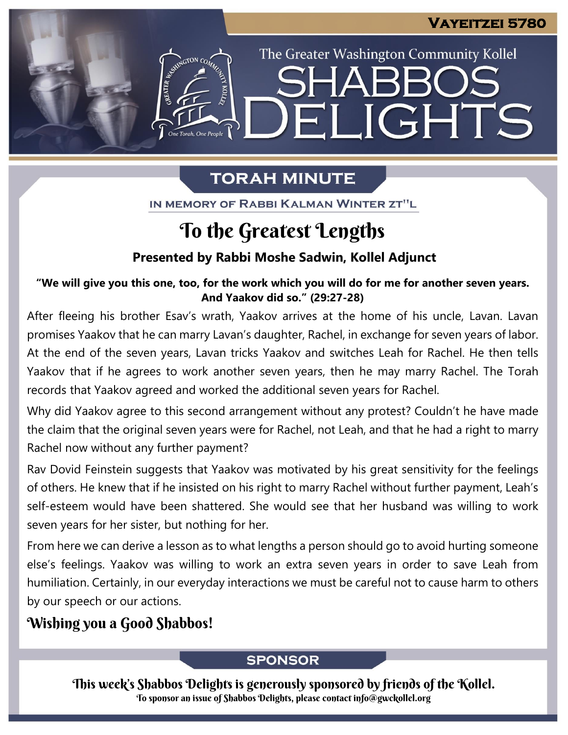**Vayeitzei 5780**

The Greater Washington Community Kollel

# SHABBOS DELIGHTS

## TORAH MINUTE

IN MEMORY OF RABBI KALMAN WINTER ZT"L

# To the Greatest Lengths

**Presented by Rabbi Moshe Sadwin, Kollel Adjunct**

**"We will give you this one, too, for the work which you will do for me for another seven years. And Yaakov did so." (29:27-28)**

After fleeing his brother Esav's wrath, Yaakov arrives at the home of his uncle, Lavan. Lavan promises Yaakov that he can marry Lavan's daughter, Rachel, in exchange for seven years of labor. At the end of the seven years, Lavan tricks Yaakov and switches Leah for Rachel. He then tells Yaakov that if he agrees to work another seven years, then he may marry Rachel. The Torah records that Yaakov agreed and worked the additional seven years for Rachel.

Why did Yaakov agree to this second arrangement without any protest? Couldn't he have made the claim that the original seven years were for Rachel, not Leah, and that he had a right to marry Rachel now without any further payment?

Rav Dovid Feinstein suggests that Yaakov was motivated by his great sensitivity for the feelings of others. He knew that if he insisted on his right to marry Rachel without further payment, Leah's self-esteem would have been shattered. She would see that her husband was willing to work seven years for her sister, but nothing for her.

From here we can derive a lesson as to what lengths a person should go to avoid hurting someone else's feelings. Yaakov was willing to work an extra seven years in order to save Leah from humiliation. Certainly, in our everyday interactions we must be careful not to cause harm to others by our speech or our actions.

**Wishing you a Good Shabbos!**

## SPONSOR

**This week's Shabbos Delights is generously sponsored by friends of the Kollel.**

To sponsor an issue of Shabbos Delights, please contact info@gwckollel.org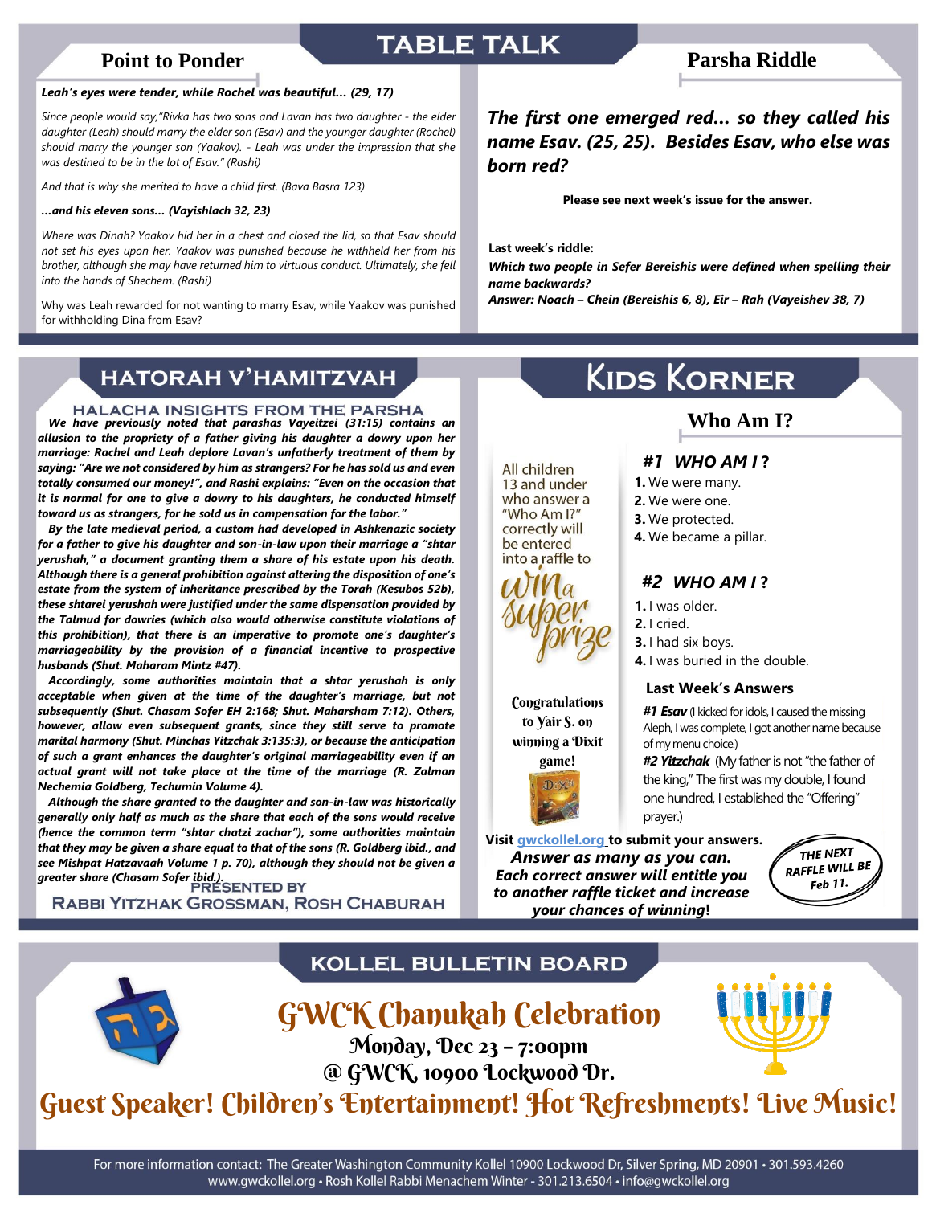# TABLE TALK

## Point to Ponder

***Leah's eyes were tender, while Rochel was beautiful... (29, 17)***

*Since people would say,"Rivka has two sons and Lavan has two daughter - the elder daughter (Leah) should marry the elder son (Esav) and the younger daughter (Rochel) should marry the younger son (Yaakov). - Leah was under the impression that she was destined to be in the lot of Esav." (Rashi)*

*And that is why she merited to have a child first. (Bava Basra 123)*

***...and his eleven sons... (Vayishlach 32, 23)***

*Where was Dinah? Yaakov hid her in a chest and closed the lid, so that Esav should not set his eyes upon her. Yaakov was punished because he withheld her from his brother, although she may have returned him to virtuous conduct. Ultimately, she fell into the hands of Shechem. (Rashi)*

Why was Leah rewarded for not wanting to marry Esav, while Yaakov was punished for withholding Dina from Esav?

## Parsha Riddle

***The first one emerged red... so they called his name Esav. (25, 25). Besides Esav, who else was born red?***

**Please see next week's issue for the answer.**

**Last week's riddle:**

***Which two people in Sefer Bereishis were defined when spelling their name backwards?***

***Answer: Noach – Chein (Bereishis 6, 8), Eir – Rah (Vayeishev 38, 7)***

# HATORAH V'HAMITZVAH

## HALACHA INSIGHTS FROM THE PARSHA

***We have previously noted that parashas Vayeitzei (31:15) contains an allusion to the propriety of a father giving his daughter a dowry upon her marriage: Rachel and Leah deplore Lavan's unfatherly treatment of them by saying: "Are we not considered by him as strangers? For he has sold us and even totally consumed our money!", and Rashi explains: "Even on the occasion that it is normal for one to give to his daughters, he conducted himself toward us as strangers, for he sold us in compensation for the labor."***

***By the late medieval period, a custom had developed in Ashkenazic society for a father to give his daughter and son-in-law upon their marriage a "shtar yerushah," a document granting them a share of his estate upon his death. Although there is a general prohibition against altering the disposition of one's estate from the system of inheritance prescribed by the Torah (Kesubos 52b), these shtarei yerushah were justified under the same dispensation provided by the Talmud for dowries (which also would otherwise constitute violations of this prohibition), that there is an imperative to promote one's daughter's marriageability by the provision of a financial incentive to prospective husbands (Shut. Maharam Mintz #47).***

***Accordingly, some authorities maintain that a shtar yerushah is only acceptable when given at the time of the daughter's marriage, but not subsequently (Shut. Chasam Sofer EH 2:168; Shut. Maharsham 7:12). Others, however, allow even subsequent grants, since they still serve to promote marital harmony (Shut. Minchas Yitzchak 3:135:3), or because the anticipation of such a grant enhances the daughter's original marriageability even if an actual grant will not take place at the time of the marriage (R. Zalman Nechemia Goldberg, Techumin Volume 4).***

***Although the share granted to the daughter and son-in-law was historically generally only half as much as the share that each of the sons would receive (hence the common term "shtar chatzi zachar"), some authorities maintain that they may be given a share equal to that of the sons (R. Goldberg ibid., and see Mishpat Hatzavaah Volume 1 p. 70), although they should not be given a greater share (Chasam Sofer ibid.).***

PRESENTED BY
RABBI YITZHAK GROSSMAN, ROSH CHABURAH

# KIDS KORNER

## Who Am I?

All children 13 and under who answer a "Who Am I?" correctly will be entered into a raffle to win a super prize

### #1 WHO AM I?

1. We were many.
2. We were one.
3. We protected.
4. We became a pillar.

### #2 WHO AM I?

1. I was older.
2. I cried.
3. I had six boys.
4. I was buried in the double.

### Last Week's Answers

***#1 Esav*** (I kicked for idols, I caused the missing Aleph, I was complete, I got another name because of my menu choice.)

***#2 Yitzchak*** (My father is not "the father of the king," The first was my double, I found one hundred, I established the "Offering" prayer.)

Congratulations to Yair S. on winning a Dixit game!

**Visit gwckollel.org to submit your answers.**

***Answer as many as you can. Each correct answer will entitle you to another raffle ticket and increase your chances of winning!***

***THE NEXT RAFFLE WILL BE Feb 11.***

# KOLLEL BULLETIN BOARD

## GWCK Chanukah Celebration

Monday, Dec 23 – 7:00pm

@ GWCK, 10900 Lockwood Dr.

Guest Speaker! Children's Entertainment! Hot Refreshments! Live Music!

For more information contact: The Greater Washington Community Kollel 10900 Lockwood Dr, Silver Spring, MD 20901 • 301.593.4260
www.gwckollel.org • Rosh Kollel Rabbi Menachem Winter - 301.213.6504 • info@gwckollel.org